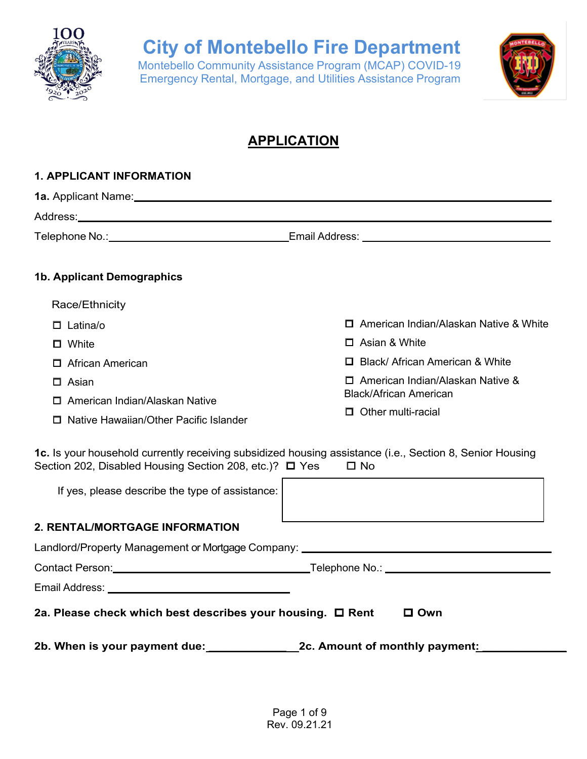# City of Montebello Fire Department

Montebello Community Assistance Program (MCAP) COVID-19
Emergency Rental, Mortgage, and Utilities Assistance Program

## APPLICATION

### 1. APPLICANT INFORMATION

**1a.** Applicant Name: ______________________________

Address: ______________________________

Telephone No.: ______________________________ Email Address: ______________________________

**1b. Applicant Demographics**

Race/Ethnicity

- ☐ Latina/o
- ☐ White
- ☐ African American
- ☐ Asian
- ☐ American Indian/Alaskan Native
- ☐ Native Hawaiian/Other Pacific Islander
- ☐ American Indian/Alaskan Native & White
- ☐ Asian & White
- ☐ Black/ African American & White
- ☐ American Indian/Alaskan Native & Black/African American
- ☐ Other multi-racial

**1c.** Is your household currently receiving subsidized housing assistance (i.e., Section 8, Senior Housing Section 202, Disabled Housing Section 208, etc.)? ☐ Yes ☐ No

If yes, please describe the type of assistance: ______________________________

### 2. RENTAL/MORTGAGE INFORMATION

Landlord/Property Management or Mortgage Company: ______________________________

Contact Person: ______________________________ Telephone No.: ______________________________

Email Address: ______________________________

**2a. Please check which best describes your housing.** ☐ **Rent** ☐ **Own**

**2b. When is your payment due:** ______________ **2c. Amount of monthly payment:** ______________

Rev. 09.21.21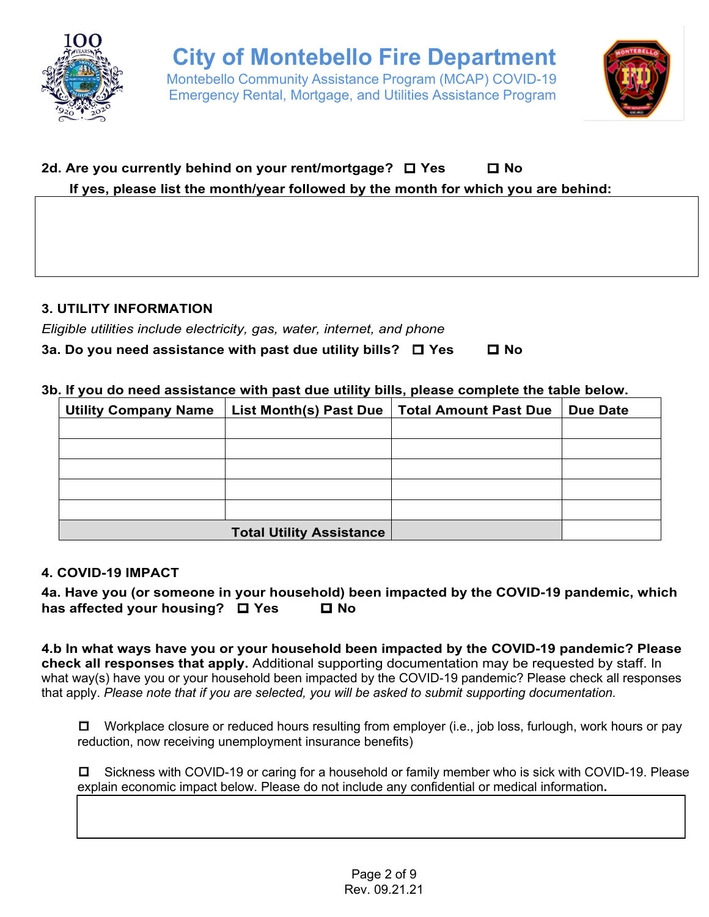# City of Montebello Fire Department

Montebello Community Assistance Program (MCAP) COVID-19
Emergency Rental, Mortgage, and Utilities Assistance Program

**2d. Are you currently behind on your rent/mortgage?** ☐ **Yes** ☐ **No**

**If yes, please list the month/year followed by the month for which you are behind:**

| |
|---|
| |

## 3. UTILITY INFORMATION

*Eligible utilities include electricity, gas, water, internet, and phone*

**3a. Do you need assistance with past due utility bills?** ☐ **Yes** ☐ **No**

**3b. If you do need assistance with past due utility bills, please complete the table below.**

| Utility Company Name | List Month(s) Past Due | Total Amount Past Due | Due Date |
|---|---|---|---|
| | | | |
| | | | |
| | | | |
| | | | |
| | | | |
| | **Total Utility Assistance** | | |

## 4. COVID-19 IMPACT

**4a. Have you (or someone in your household) been impacted by the COVID-19 pandemic, which has affected your housing?** ☐ **Yes** ☐ **No**

**4.b In what ways have you or your household been impacted by the COVID-19 pandemic? Please check all responses that apply.** Additional supporting documentation may be requested by staff. In what way(s) have you or your household been impacted by the COVID-19 pandemic? Please check all responses that apply. *Please note that if you are selected, you will be asked to submit supporting documentation.*

☐ Workplace closure or reduced hours resulting from employer (i.e., job loss, furlough, work hours or pay reduction, now receiving unemployment insurance benefits)

☐ Sickness with COVID-19 or caring for a household or family member who is sick with COVID-19. Please explain economic impact below. Please do not include any confidential or medical information**.**

| |
|---|
| |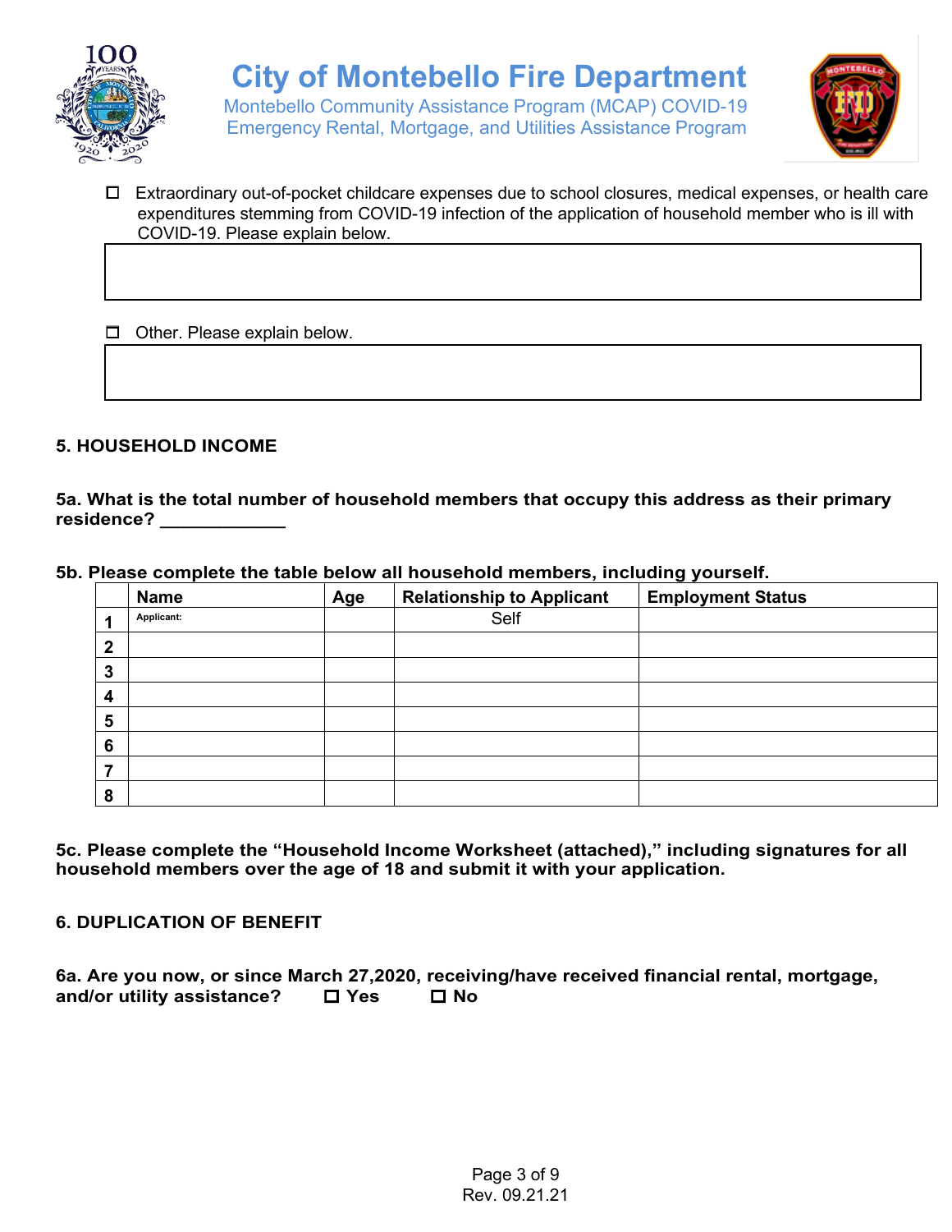- ☐ Extraordinary out-of-pocket childcare expenses due to school closures, medical expenses, or health care expenditures stemming from COVID-19 infection of the application of household member who is ill with COVID-19. Please explain below.

- ☐ Other. Please explain below.

## 5. HOUSEHOLD INCOME

**5a. What is the total number of household members that occupy this address as their primary residence? ____________**

**5b. Please complete the table below all household members, including yourself.**

| | Name | Age | Relationship to Applicant | Employment Status |
|---|---|---|---|---|
| 1 | Applicant: | | Self | |
| 2 | | | | |
| 3 | | | | |
| 4 | | | | |
| 5 | | | | |
| 6 | | | | |
| 7 | | | | |
| 8 | | | | |

**5c. Please complete the "Household Income Worksheet (attached)," including signatures for all household members over the age of 18 and submit it with your application.**

## 6. DUPLICATION OF BENEFIT

**6a. Are you now, or since March 27,2020, receiving/have received financial rental, mortgage, and/or utility assistance?** ☐ **Yes** ☐ **No**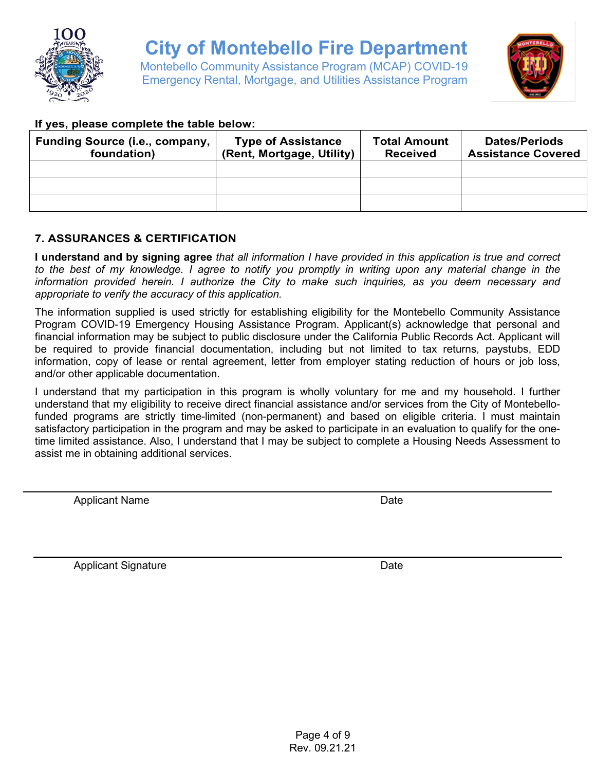# City of Montebello Fire Department

Montebello Community Assistance Program (MCAP) COVID-19
Emergency Rental, Mortgage, and Utilities Assistance Program

**If yes, please complete the table below:**

| Funding Source (i.e., company, foundation) | Type of Assistance (Rent, Mortgage, Utility) | Total Amount Received | Dates/Periods Assistance Covered |
|---|---|---|---|
| | | | |
| | | | |
| | | | |

## 7. ASSURANCES & CERTIFICATION

**I understand and by signing agree** *that all information I have provided in this application is true and correct to the best of my knowledge. I agree to notify you promptly in writing upon any material change in the information provided herein. I authorize the City to make such inquiries, as you deem necessary and appropriate to verify the accuracy of this application.*

The information supplied is used strictly for establishing eligibility for the Montebello Community Assistance Program COVID-19 Emergency Housing Assistance Program. Applicant(s) acknowledge that personal and financial information may be subject to public disclosure under the California Public Records Act. Applicant will be required to provide financial documentation, including but not limited to tax returns, paystubs, EDD information, copy of lease or rental agreement, letter from employer stating reduction of hours or job loss, and/or other applicable documentation.

I understand that my participation in this program is wholly voluntary for me and my household. I further understand that my eligibility to receive direct financial assistance and/or services from the City of Montebello-funded programs are strictly time-limited (non-permanent) and based on eligible criteria. I must maintain satisfactory participation in the program and may be asked to participate in an evaluation to qualify for the one-time limited assistance. Also, I understand that I may be subject to complete a Housing Needs Assessment to assist me in obtaining additional services.

______________________________________________________________________

Applicant Name Date

______________________________________________________________________

Applicant Signature Date

Rev. 09.21.21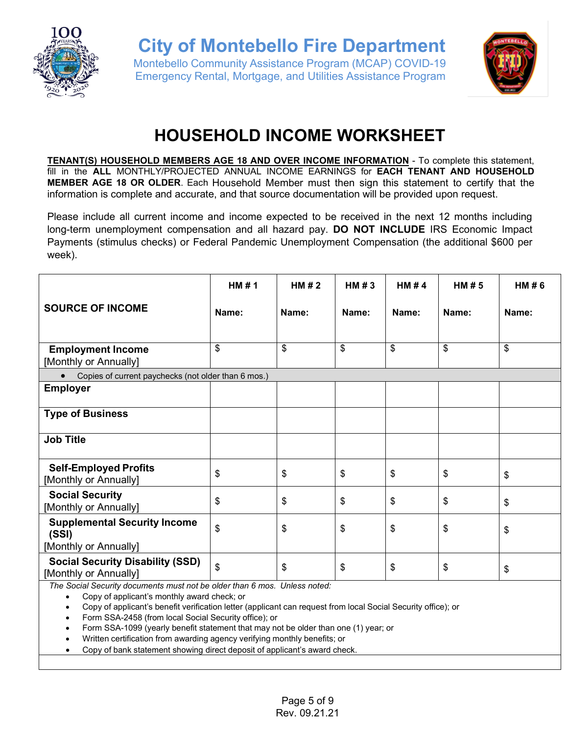# City of Montebello Fire Department

Montebello Community Assistance Program (MCAP) COVID-19 Emergency Rental, Mortgage, and Utilities Assistance Program

## HOUSEHOLD INCOME WORKSHEET

**TENANT(S) HOUSEHOLD MEMBERS AGE 18 AND OVER INCOME INFORMATION** - To complete this statement, fill in the **ALL** MONTHLY/PROJECTED ANNUAL INCOME EARNINGS for **EACH TENANT AND HOUSEHOLD MEMBER AGE 18 OR OLDER**. Each Household Member must then sign this statement to certify that the information is complete and accurate, and that source documentation will be provided upon request.

Please include all current income and income expected to be received in the next 12 months including long-term unemployment compensation and all hazard pay. **DO NOT INCLUDE** IRS Economic Impact Payments (stimulus checks) or Federal Pandemic Unemployment Compensation (the additional $600 per week).

| SOURCE OF INCOME | HM # 1<br>Name: | HM # 2<br>Name: | HM # 3<br>Name: | HM # 4<br>Name: | HM # 5<br>Name: | HM # 6<br>Name: |
|---|---|---|---|---|---|---|
| **Employment Income** [Monthly or Annually] | $ | $ | $ | $ | $ | $ |
| • Copies of current paychecks (not older than 6 mos.) | | | | | | |
| **Employer** | | | | | | |
| **Type of Business** | | | | | | |
| **Job Title** | | | | | | |
| **Self-Employed Profits** [Monthly or Annually] | $ | $ | $ | $ | $ | $ |
| **Social Security** [Monthly or Annually] | $ | $ | $ | $ | $ | $ |
| **Supplemental Security Income (SSI)** [Monthly or Annually] | $ | $ | $ | $ | $ | $ |
| **Social Security Disability (SSD)** [Monthly or Annually] | $ | $ | $ | $ | $ | $ |

*The Social Security documents must not be older than 6 mos. Unless noted:*

- Copy of applicant's monthly award check; or
- Copy of applicant's benefit verification letter (applicant can request from local Social Security office); or
- Form SSA-2458 (from local Social Security office); or
- Form SSA-1099 (yearly benefit statement that may not be older than one (1) year; or
- Written certification from awarding agency verifying monthly benefits; or
- Copy of bank statement showing direct deposit of applicant's award check.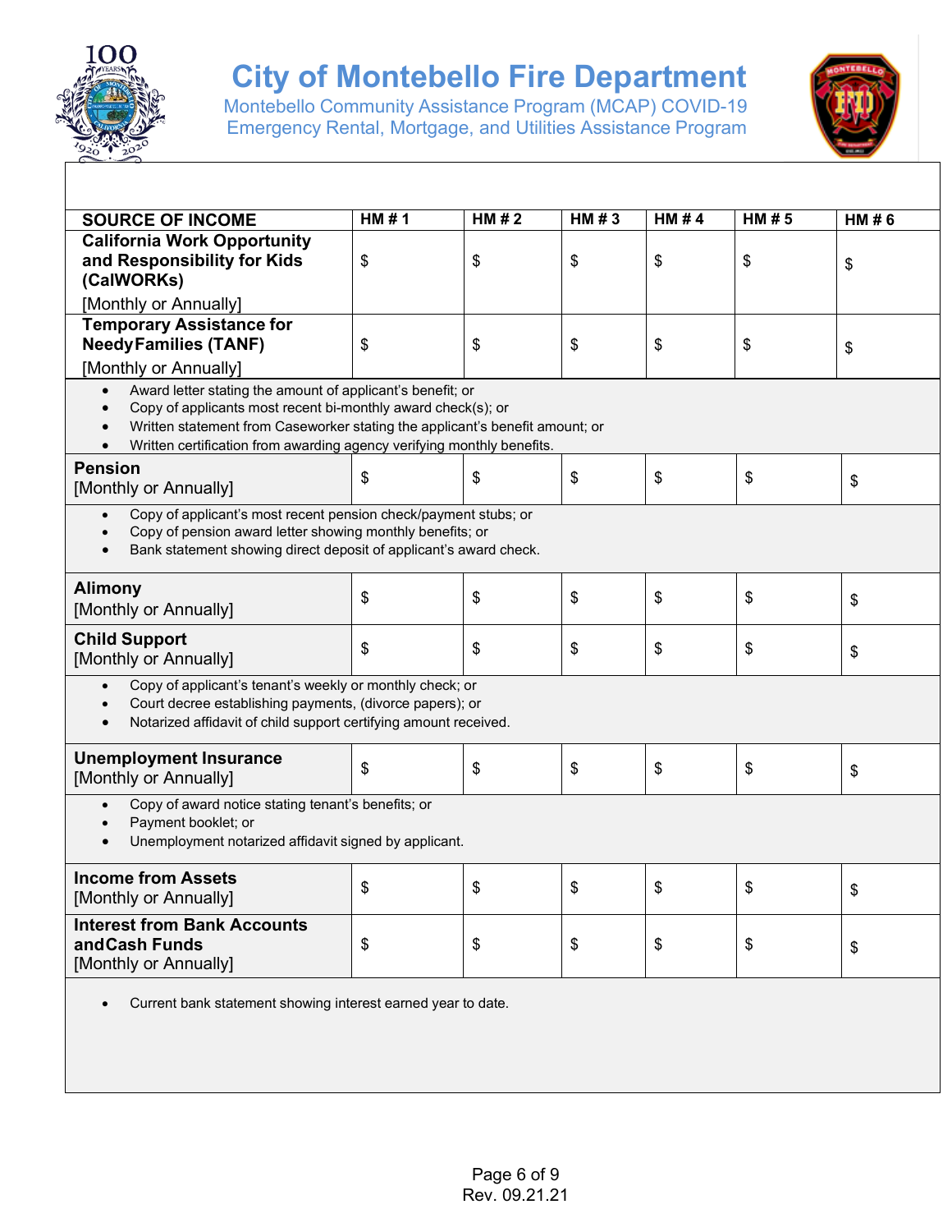# City of Montebello Fire Department

Montebello Community Assistance Program (MCAP) COVID-19 Emergency Rental, Mortgage, and Utilities Assistance Program

| SOURCE OF INCOME | HM # 1 | HM # 2 | HM # 3 | HM # 4 | HM # 5 | HM # 6 |
|---|---|---|---|---|---|---|
| **California Work Opportunity and Responsibility for Kids (CalWORKs)** [Monthly or Annually] | $ | $ | $ | $ | $ | $ |
| **Temporary Assistance for Needy Families (TANF)** [Monthly or Annually] | $ | $ | $ | $ | $ | $ |

- Award letter stating the amount of applicant's benefit; or
- Copy of applicants most recent bi-monthly award check(s); or
- Written statement from Caseworker stating the applicant's benefit amount; or
- Written certification from awarding agency verifying monthly benefits.

| SOURCE OF INCOME | HM # 1 | HM # 2 | HM # 3 | HM # 4 | HM # 5 | HM # 6 |
|---|---|---|---|---|---|---|
| **Pension** [Monthly or Annually] | $ | $ | $ | $ | $ | $ |

- Copy of applicant's most recent pension check/payment stubs; or
- Copy of pension award letter showing monthly benefits; or
- Bank statement showing direct deposit of applicant's award check.

| SOURCE OF INCOME | HM # 1 | HM # 2 | HM # 3 | HM # 4 | HM # 5 | HM # 6 |
|---|---|---|---|---|---|---|
| **Alimony** [Monthly or Annually] | $ | $ | $ | $ | $ | $ |
| **Child Support** [Monthly or Annually] | $ | $ | $ | $ | $ | $ |

- Copy of applicant's tenant's weekly or monthly check; or
- Court decree establishing payments, (divorce papers); or
- Notarized affidavit of child support certifying amount received.

| SOURCE OF INCOME | HM # 1 | HM # 2 | HM # 3 | HM # 4 | HM # 5 | HM # 6 |
|---|---|---|---|---|---|---|
| **Unemployment Insurance** [Monthly or Annually] | $ | $ | $ | $ | $ | $ |

- Copy of award notice stating tenant's benefits; or
- Payment booklet; or
- Unemployment notarized affidavit signed by applicant.

| SOURCE OF INCOME | HM # 1 | HM # 2 | HM # 3 | HM # 4 | HM # 5 | HM # 6 |
|---|---|---|---|---|---|---|
| **Income from Assets** [Monthly or Annually] | $ | $ | $ | $ | $ | $ |
| **Interest from Bank Accounts and Cash Funds** [Monthly or Annually] | $ | $ | $ | $ | $ | $ |

- Current bank statement showing interest earned year to date.

Rev. 09.21.21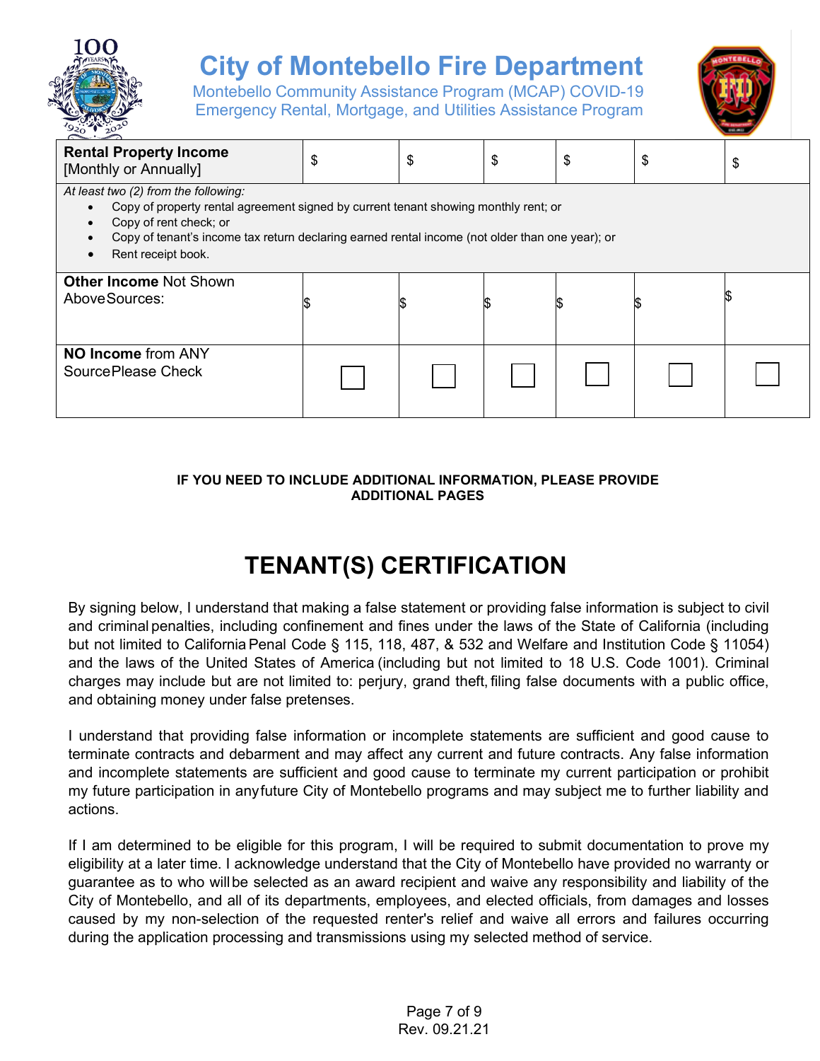| **Rental Property Income** [Monthly or Annually] | $ | $ | $ | $ | $ | $ |
|---|---|---|---|---|---|---|
| *At least two (2) from the following:*<br>• Copy of property rental agreement signed by current tenant showing monthly rent; or<br>• Copy of rent check; or<br>• Copy of tenant's income tax return declaring earned rental income (not older than one year); or<br>• Rent receipt book. | | | | | | |
| **Other Income** Not Shown Above Sources: | $ | $ | $ | $ | $ | $ |
| **NO Income** from ANY Source Please Check | ☐ | ☐ | ☐ | ☐ | ☐ | ☐ |

**IF YOU NEED TO INCLUDE ADDITIONAL INFORMATION, PLEASE PROVIDE ADDITIONAL PAGES**

# TENANT(S) CERTIFICATION

By signing below, I understand that making a false statement or providing false information is subject to civil and criminal penalties, including confinement and fines under the laws of the State of California (including but not limited to California Penal Code § 115, 118, 487, & 532 and Welfare and Institution Code § 11054) and the laws of the United States of America (including but not limited to 18 U.S. Code 1001). Criminal charges may include but are not limited to: perjury, grand theft, filing false documents with a public office, and obtaining money under false pretenses.

I understand that providing false information or incomplete statements are sufficient and good cause to terminate contracts and debarment and may affect any current and future contracts. Any false information and incomplete statements are sufficient and good cause to terminate my current participation or prohibit my future participation in any future City of Montebello programs and may subject me to further liability and actions.

If I am determined to be eligible for this program, I will be required to submit documentation to prove my eligibility at a later time. I acknowledge understand that the City of Montebello have provided no warranty or guarantee as to who will be selected as an award recipient and waive any responsibility and liability of the City of Montebello, and all of its departments, employees, and elected officials, from damages and losses caused by my non-selection of the requested renter's relief and waive all errors and failures occurring during the application processing and transmissions using my selected method of service.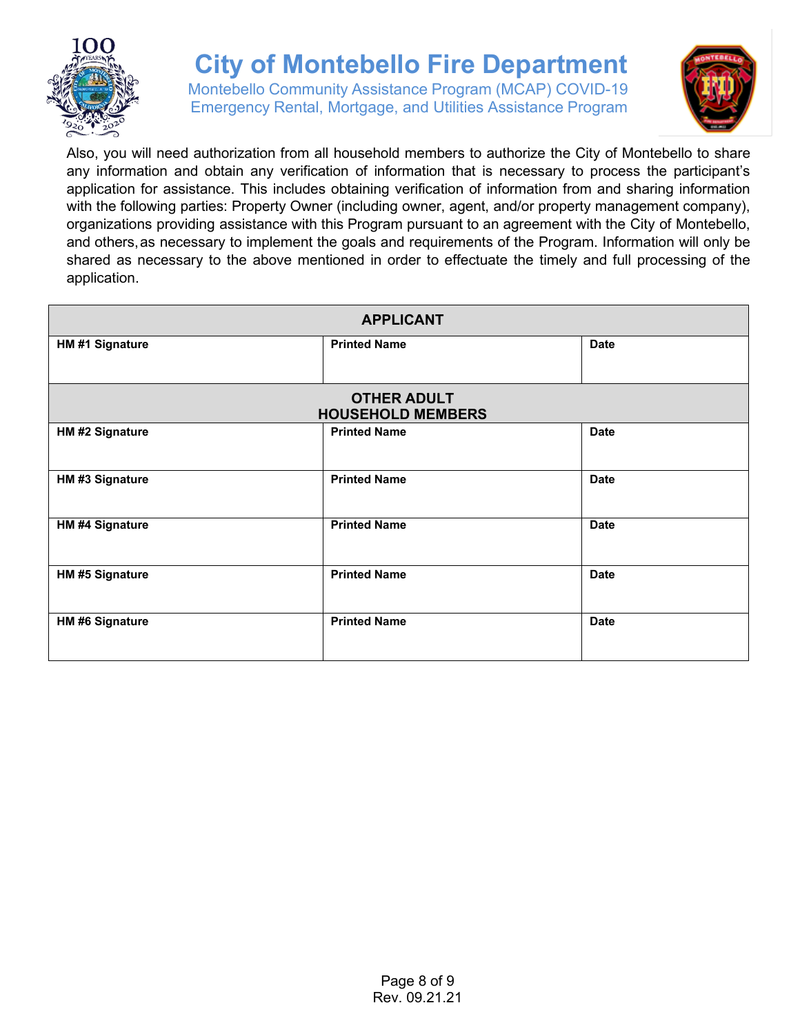Also, you will need authorization from all household members to authorize the City of Montebello to share any information and obtain any verification of information that is necessary to process the participant's application for assistance. This includes obtaining verification of information from and sharing information with the following parties: Property Owner (including owner, agent, and/or property management company), organizations providing assistance with this Program pursuant to an agreement with the City of Montebello, and others, as necessary to implement the goals and requirements of the Program. Information will only be shared as necessary to the above mentioned in order to effectuate the timely and full processing of the application.

| **APPLICANT** | | |
|---|---|---|
| **HM #1 Signature** | **Printed Name** | **Date** |
| **OTHER ADULT HOUSEHOLD MEMBERS** | | |
| **HM #2 Signature** | **Printed Name** | **Date** |
| **HM #3 Signature** | **Printed Name** | **Date** |
| **HM #4 Signature** | **Printed Name** | **Date** |
| **HM #5 Signature** | **Printed Name** | **Date** |
| **HM #6 Signature** | **Printed Name** | **Date** |

Rev. 09.21.21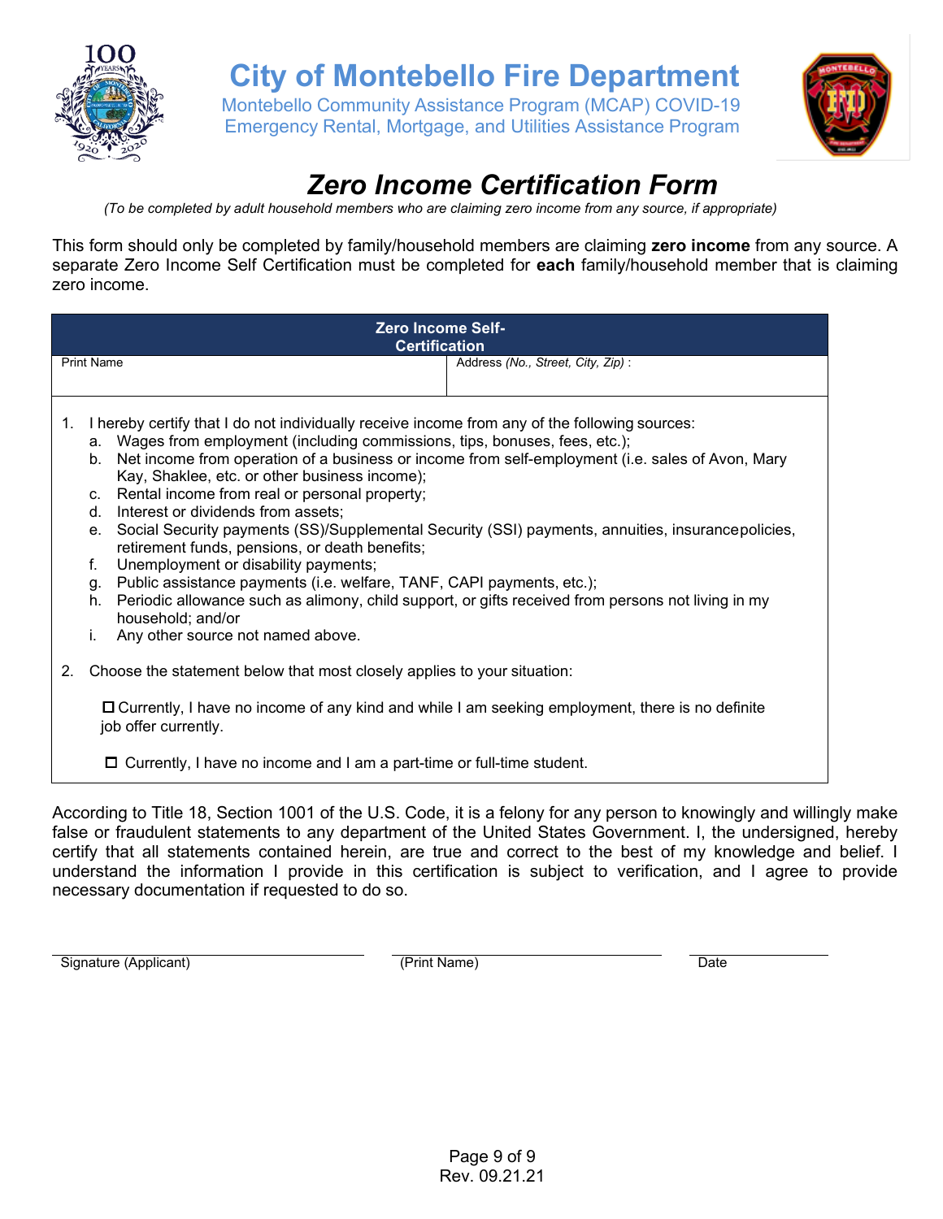# City of Montebello Fire Department

Montebello Community Assistance Program (MCAP) COVID-19
Emergency Rental, Mortgage, and Utilities Assistance Program

## *Zero Income Certification Form*

*(To be completed by adult household members who are claiming zero income from any source, if appropriate)*

This form should only be completed by family/household members are claiming **zero income** from any source. A separate Zero Income Self Certification must be completed for **each** family/household member that is claiming zero income.

| Zero Income Self-Certification | |
|---|---|
| Print Name | Address *(No., Street, City, Zip)* : |

1. I hereby certify that I do not individually receive income from any of the following sources:
   a. Wages from employment (including commissions, tips, bonuses, fees, etc.);
   b. Net income from operation of a business or income from self-employment (i.e. sales of Avon, Mary Kay, Shaklee, etc. or other business income);
   c. Rental income from real or personal property;
   d. Interest or dividends from assets;
   e. Social Security payments (SS)/Supplemental Security (SSI) payments, annuities, insurancepolicies, retirement funds, pensions, or death benefits;
   f. Unemployment or disability payments;
   g. Public assistance payments (i.e. welfare, TANF, CAPI payments, etc.);
   h. Periodic allowance such as alimony, child support, or gifts received from persons not living in my household; and/or
   i. Any other source not named above.

2. Choose the statement below that most closely applies to your situation:

   ☐ Currently, I have no income of any kind and while I am seeking employment, there is no definite job offer currently.

   ☐ Currently, I have no income and I am a part-time or full-time student.

According to Title 18, Section 1001 of the U.S. Code, it is a felony for any person to knowingly and willingly make false or fraudulent statements to any department of the United States Government. I, the undersigned, hereby certify that all statements contained herein, are true and correct to the best of my knowledge and belief. I understand the information I provide in this certification is subject to verification, and I agree to provide necessary documentation if requested to do so.

_______________________ &nbsp;&nbsp; _______________________ &nbsp;&nbsp; ____________

Signature (Applicant) &nbsp;&nbsp; (Print Name) &nbsp;&nbsp; Date

Rev. 09.21.21